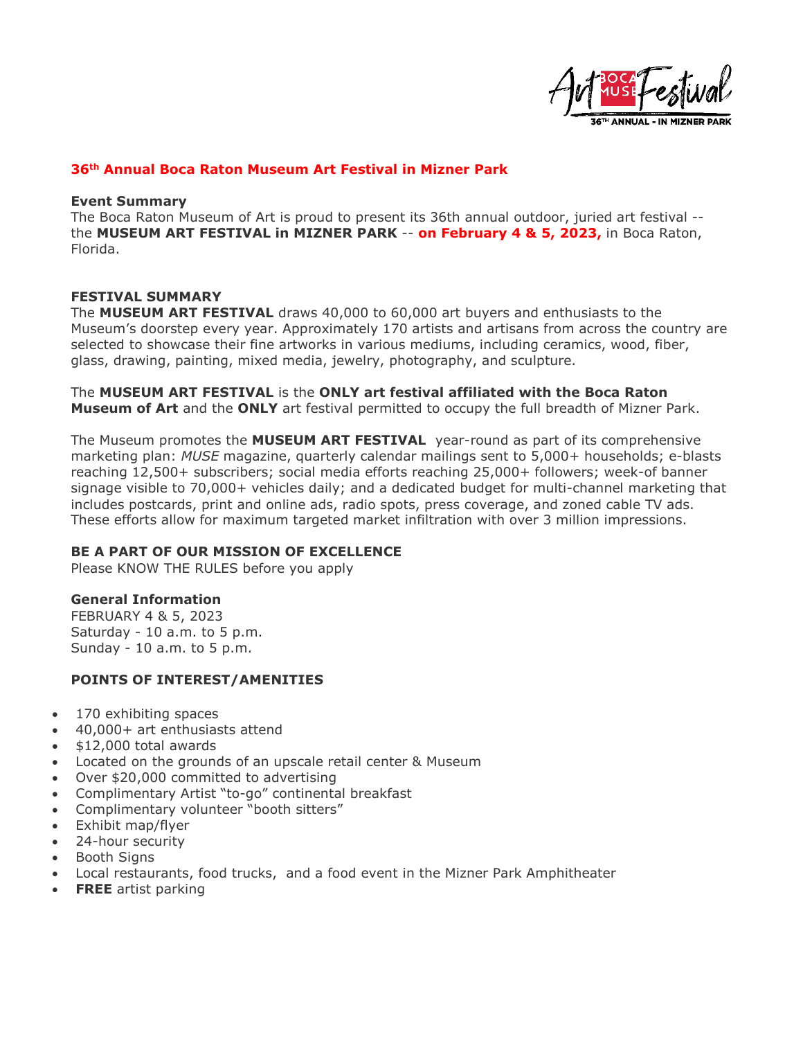# 36th Annual Boca Raton Museum Art Festival in Mizner Park

**Event Summary**

The Boca Raton Museum of Art is proud to present its 36th annual outdoor, juried art festival -- the **MUSEUM ART FESTIVAL in MIZNER PARK** -- **on February 4 & 5, 2023,** in Boca Raton, Florida.

**FESTIVAL SUMMARY**

The **MUSEUM ART FESTIVAL** draws 40,000 to 60,000 art buyers and enthusiasts to the Museum's doorstep every year. Approximately 170 artists and artisans from across the country are selected to showcase their fine artworks in various mediums, including ceramics, wood, fiber, glass, drawing, painting, mixed media, jewelry, photography, and sculpture.

The **MUSEUM ART FESTIVAL** is the **ONLY art festival affiliated with the Boca Raton Museum of Art** and the **ONLY** art festival permitted to occupy the full breadth of Mizner Park.

The Museum promotes the **MUSEUM ART FESTIVAL** year-round as part of its comprehensive marketing plan: *MUSE* magazine, quarterly calendar mailings sent to 5,000+ households; e-blasts reaching 12,500+ subscribers; social media efforts reaching 25,000+ followers; week-of banner signage visible to 70,000+ vehicles daily; and a dedicated budget for multi-channel marketing that includes postcards, print and online ads, radio spots, press coverage, and zoned cable TV ads. These efforts allow for maximum targeted market infiltration with over 3 million impressions.

**BE A PART OF OUR MISSION OF EXCELLENCE**

Please KNOW THE RULES before you apply

**General Information**

FEBRUARY 4 & 5, 2023
Saturday - 10 a.m. to 5 p.m.
Sunday - 10 a.m. to 5 p.m.

**POINTS OF INTEREST/AMENITIES**

- 170 exhibiting spaces
- 40,000+ art enthusiasts attend
- $12,000 total awards
- Located on the grounds of an upscale retail center & Museum
- Over $20,000 committed to advertising
- Complimentary Artist "to-go" continental breakfast
- Complimentary volunteer "booth sitters"
- Exhibit map/flyer
- 24-hour security
- Booth Signs
- Local restaurants, food trucks, and a food event in the Mizner Park Amphitheater
- **FREE** artist parking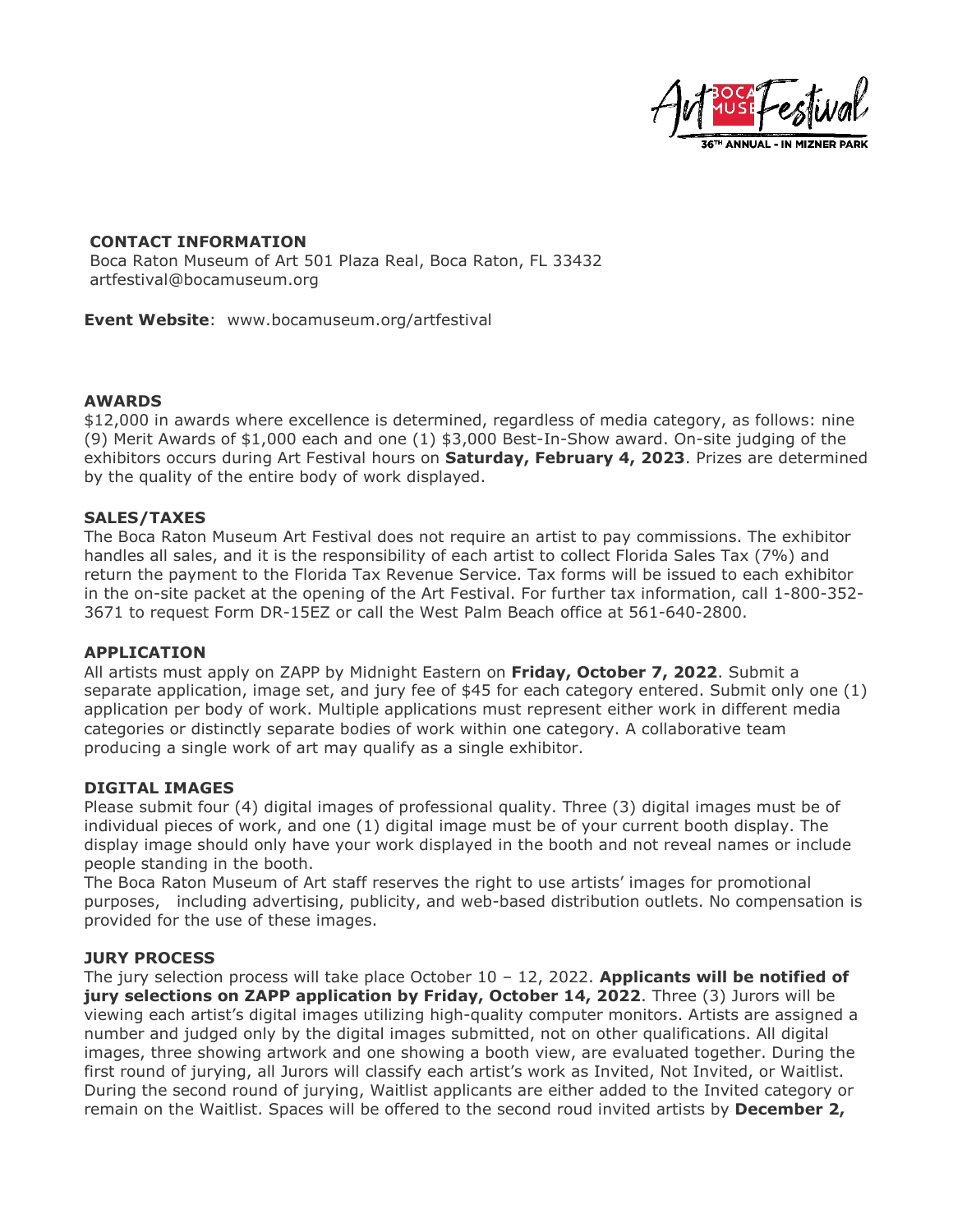**CONTACT INFORMATION**
Boca Raton Museum of Art 501 Plaza Real, Boca Raton, FL 33432
artfestival@bocamuseum.org

**Event Website**: www.bocamuseum.org/artfestival

## AWARDS

$12,000 in awards where excellence is determined, regardless of media category, as follows: nine (9) Merit Awards of $1,000 each and one (1) $3,000 Best-In-Show award. On-site judging of the exhibitors occurs during Art Festival hours on **Saturday, February 4, 2023**. Prizes are determined by the quality of the entire body of work displayed.

## SALES/TAXES

The Boca Raton Museum Art Festival does not require an artist to pay commissions. The exhibitor handles all sales, and it is the responsibility of each artist to collect Florida Sales Tax (7%) and return the payment to the Florida Tax Revenue Service. Tax forms will be issued to each exhibitor in the on-site packet at the opening of the Art Festival. For further tax information, call 1-800-352-3671 to request Form DR-15EZ or call the West Palm Beach office at 561-640-2800.

## APPLICATION

All artists must apply on ZAPP by Midnight Eastern on **Friday, October 7, 2022**. Submit a separate application, image set, and jury fee of $45 for each category entered. Submit only one (1) application per body of work. Multiple applications must represent either work in different media categories or distinctly separate bodies of work within one category. A collaborative team producing a single work of art may qualify as a single exhibitor.

## DIGITAL IMAGES

Please submit four (4) digital images of professional quality. Three (3) digital images must be of individual pieces of work, and one (1) digital image must be of your current booth display. The display image should only have your work displayed in the booth and not reveal names or include people standing in the booth.

The Boca Raton Museum of Art staff reserves the right to use artists' images for promotional purposes, including advertising, publicity, and web-based distribution outlets. No compensation is provided for the use of these images.

## JURY PROCESS

The jury selection process will take place October 10 – 12, 2022. **Applicants will be notified of jury selections on ZAPP application by Friday, October 14, 2022**. Three (3) Jurors will be viewing each artist's digital images utilizing high-quality computer monitors. Artists are assigned a number and judged only by the digital images submitted, not on other qualifications. All digital images, three showing artwork and one showing a booth view, are evaluated together. During the first round of jurying, all Jurors will classify each artist's work as Invited, Not Invited, or Waitlist. During the second round of jurying, Waitlist applicants are either added to the Invited category or remain on the Waitlist. Spaces will be offered to the second roud invited artists by **December 2,**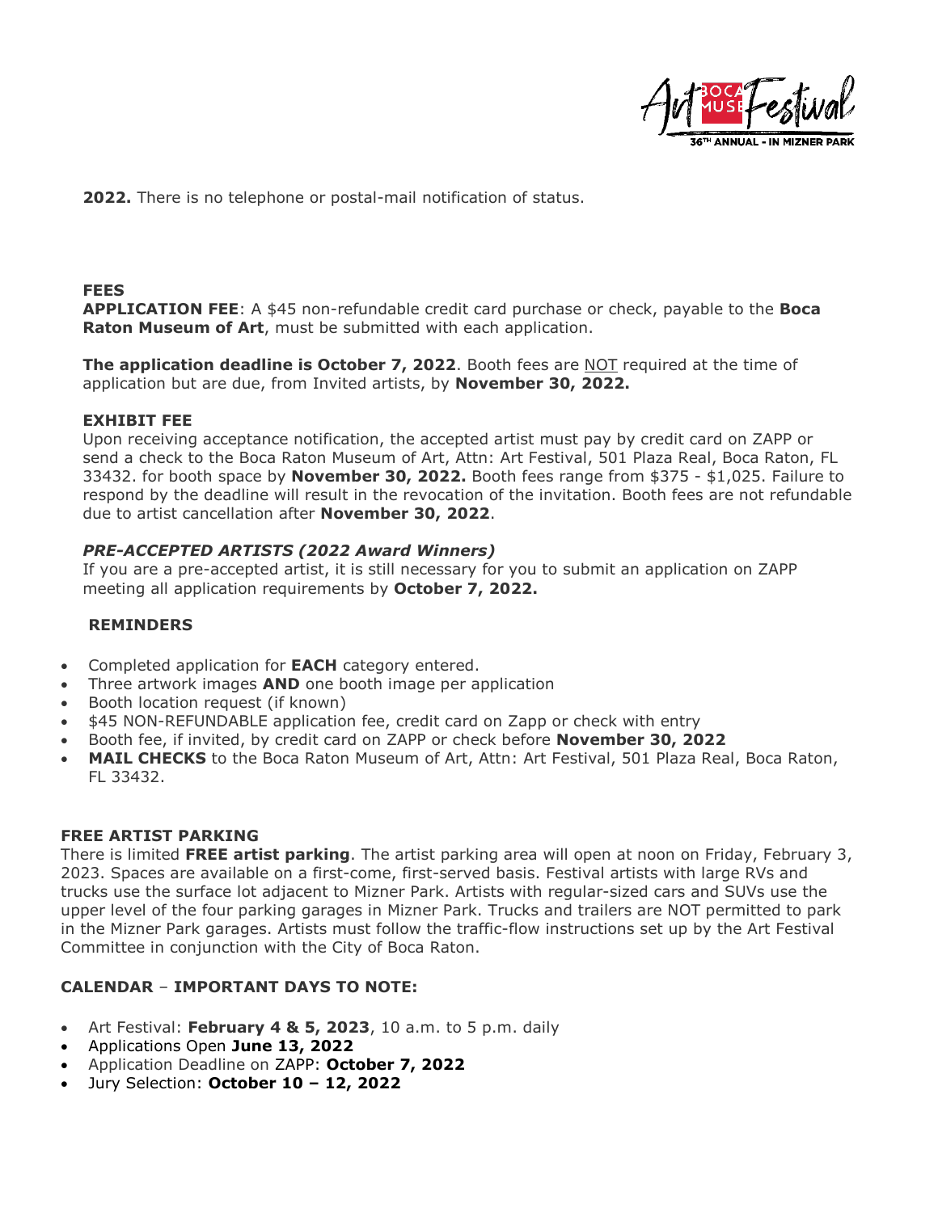**2022.** There is no telephone or postal-mail notification of status.

**FEES**

**APPLICATION FEE**: A $45 non-refundable credit card purchase or check, payable to the **Boca Raton Museum of Art**, must be submitted with each application.

**The application deadline is October 7, 2022**. Booth fees are NOT required at the time of application but are due, from Invited artists, by **November 30, 2022.**

**EXHIBIT FEE**

Upon receiving acceptance notification, the accepted artist must pay by credit card on ZAPP or send a check to the Boca Raton Museum of Art, Attn: Art Festival, 501 Plaza Real, Boca Raton, FL 33432. for booth space by **November 30, 2022.** Booth fees range from $375 - $1,025. Failure to respond by the deadline will result in the revocation of the invitation. Booth fees are not refundable due to artist cancellation after **November 30, 2022**.

***PRE-ACCEPTED ARTISTS (2022 Award Winners)***

If you are a pre-accepted artist, it is still necessary for you to submit an application on ZAPP meeting all application requirements by **October 7, 2022.**

**REMINDERS**

- Completed application for **EACH** category entered.
- Three artwork images **AND** one booth image per application
- Booth location request (if known)
- $45 NON-REFUNDABLE application fee, credit card on Zapp or check with entry
- Booth fee, if invited, by credit card on ZAPP or check before **November 30, 2022**
- **MAIL CHECKS** to the Boca Raton Museum of Art, Attn: Art Festival, 501 Plaza Real, Boca Raton, FL 33432.

**FREE ARTIST PARKING**

There is limited **FREE artist parking**. The artist parking area will open at noon on Friday, February 3, 2023. Spaces are available on a first-come, first-served basis. Festival artists with large RVs and trucks use the surface lot adjacent to Mizner Park. Artists with regular-sized cars and SUVs use the upper level of the four parking garages in Mizner Park. Trucks and trailers are NOT permitted to park in the Mizner Park garages. Artists must follow the traffic-flow instructions set up by the Art Festival Committee in conjunction with the City of Boca Raton.

**CALENDAR** – **IMPORTANT DAYS TO NOTE:**

- Art Festival: **February 4 & 5, 2023**, 10 a.m. to 5 p.m. daily
- Applications Open **June 13, 2022**
- Application Deadline on ZAPP: **October 7, 2022**
- Jury Selection: **October 10 – 12, 2022**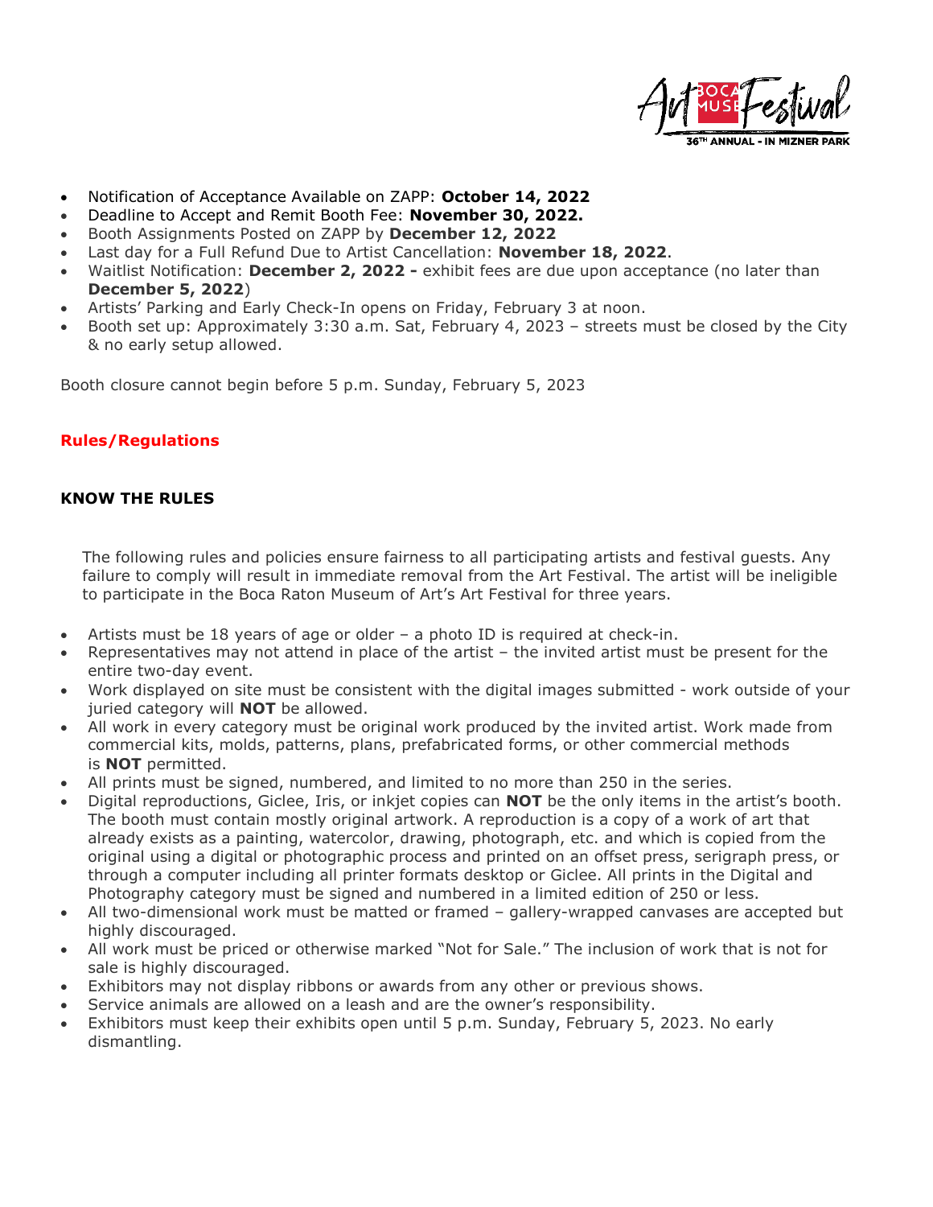- Notification of Acceptance Available on ZAPP: **October 14, 2022**
- Deadline to Accept and Remit Booth Fee: **November 30, 2022.**
- Booth Assignments Posted on ZAPP by **December 12, 2022**
- Last day for a Full Refund Due to Artist Cancellation: **November 18, 2022**.
- Waitlist Notification: **December 2, 2022 -** exhibit fees are due upon acceptance (no later than **December 5, 2022**)
- Artists' Parking and Early Check-In opens on Friday, February 3 at noon.
- Booth set up: Approximately 3:30 a.m. Sat, February 4, 2023 – streets must be closed by the City & no early setup allowed.

Booth closure cannot begin before 5 p.m. Sunday, February 5, 2023

## Rules/Regulations

### KNOW THE RULES

The following rules and policies ensure fairness to all participating artists and festival guests. Any failure to comply will result in immediate removal from the Art Festival. The artist will be ineligible to participate in the Boca Raton Museum of Art's Art Festival for three years.

- Artists must be 18 years of age or older – a photo ID is required at check-in.
- Representatives may not attend in place of the artist – the invited artist must be present for the entire two-day event.
- Work displayed on site must be consistent with the digital images submitted - work outside of your juried category will **NOT** be allowed.
- All work in every category must be original work produced by the invited artist. Work made from commercial kits, molds, patterns, plans, prefabricated forms, or other commercial methods is **NOT** permitted.
- All prints must be signed, numbered, and limited to no more than 250 in the series.
- Digital reproductions, Giclee, Iris, or inkjet copies can **NOT** be the only items in the artist's booth. The booth must contain mostly original artwork. A reproduction is a copy of a work of art that already exists as a painting, watercolor, drawing, photograph, etc. and which is copied from the original using a digital or photographic process and printed on an offset press, serigraph press, or through a computer including all printer formats desktop or Giclee. All prints in the Digital and Photography category must be signed and numbered in a limited edition of 250 or less.
- All two-dimensional work must be matted or framed – gallery-wrapped canvases are accepted but highly discouraged.
- All work must be priced or otherwise marked "Not for Sale." The inclusion of work that is not for sale is highly discouraged.
- Exhibitors may not display ribbons or awards from any other or previous shows.
- Service animals are allowed on a leash and are the owner's responsibility.
- Exhibitors must keep their exhibits open until 5 p.m. Sunday, February 5, 2023. No early dismantling.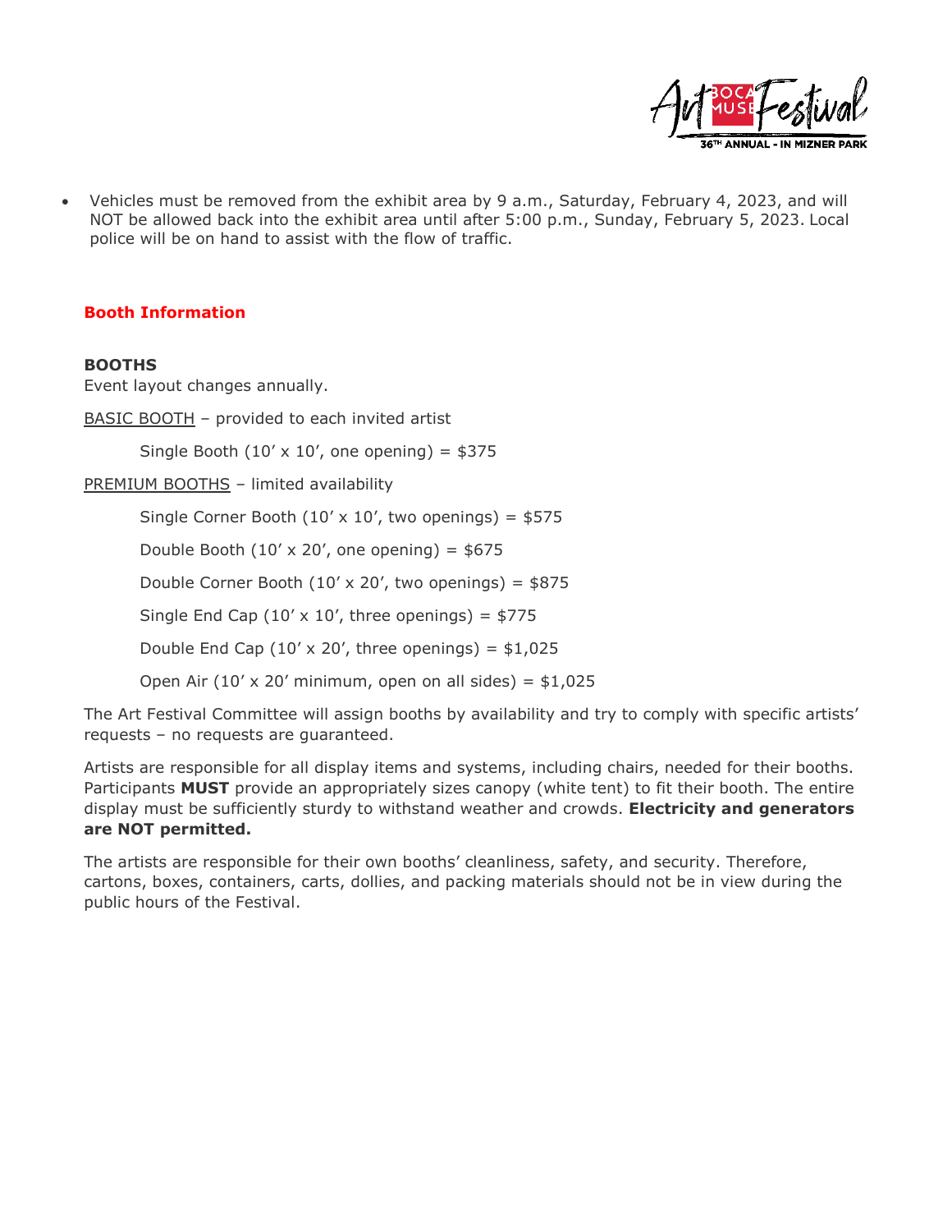- Vehicles must be removed from the exhibit area by 9 a.m., Saturday, February 4, 2023, and will NOT be allowed back into the exhibit area until after 5:00 p.m., Sunday, February 5, 2023. Local police will be on hand to assist with the flow of traffic.

## Booth Information

### BOOTHS

Event layout changes annually.

BASIC BOOTH – provided to each invited artist

Single Booth (10′ x 10′, one opening) = $375

PREMIUM BOOTHS – limited availability

Single Corner Booth (10′ x 10′, two openings) = $575

Double Booth (10′ x 20′, one opening) = $675

Double Corner Booth (10′ x 20′, two openings) = $875

Single End Cap (10′ x 10′, three openings) = $775

Double End Cap (10′ x 20′, three openings) = $1,025

Open Air (10′ x 20′ minimum, open on all sides) = $1,025

The Art Festival Committee will assign booths by availability and try to comply with specific artists' requests – no requests are guaranteed.

Artists are responsible for all display items and systems, including chairs, needed for their booths. Participants **MUST** provide an appropriately sizes canopy (white tent) to fit their booth. The entire display must be sufficiently sturdy to withstand weather and crowds. **Electricity and generators are NOT permitted.**

The artists are responsible for their own booths' cleanliness, safety, and security. Therefore, cartons, boxes, containers, carts, dollies, and packing materials should not be in view during the public hours of the Festival.